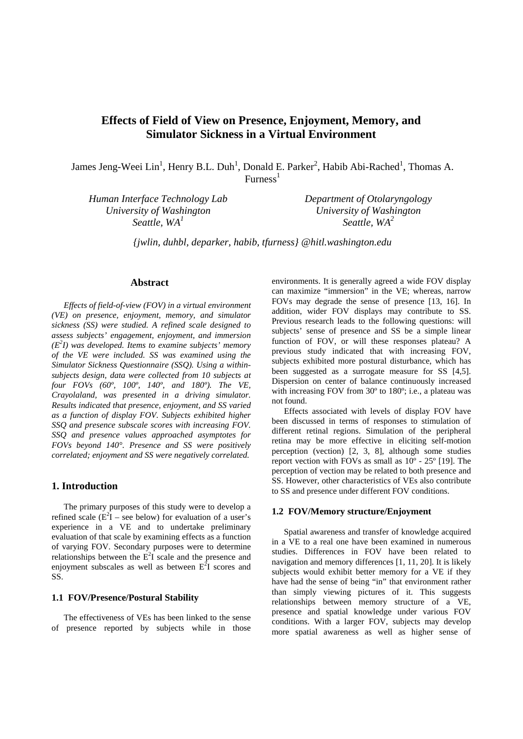# Effects of Field of View on Presence, Enjoyment, Memory, and Simulator Sickness in a Virtual Environment

James Jeng-Weei Lin[1], Henry B.L. Duh[1], Donald E. Parker[2], Habib Abi-Rached[1], Thomas A. Furness[1]

*Human Interface Technology Lab*
*University of Washington*
*Seattle, WA[1]*

*Department of Otolaryngology*
*University of Washington*
*Seattle, WA[2]*

*{jwlin, duhbl, deparker, habib, tfurness} @hitl.washington.edu*

## Abstract

*Effects of field-of-view (FOV) in a virtual environment (VE) on presence, enjoyment, memory, and simulator sickness (SS) were studied. A refined scale designed to assess subjects' engagement, enjoyment, and immersion ($E^2I$) was developed. Items to examine subjects' memory of the VE were included. SS was examined using the Simulator Sickness Questionnaire (SSQ). Using a within-subjects design, data were collected from 10 subjects at four FOVs (60º, 100º, 140º, and 180º). The VE, Crayolaland, was presented in a driving simulator. Results indicated that presence, enjoyment, and SS varied as a function of display FOV. Subjects exhibited higher SSQ and presence subscale scores with increasing FOV. SSQ and presence values approached asymptotes for FOVs beyond 140°. Presence and SS were positively correlated; enjoyment and SS were negatively correlated.*

## 1. Introduction

The primary purposes of this study were to develop a refined scale ($E^2I$ – see below) for evaluation of a user's experience in a VE and to undertake preliminary evaluation of that scale by examining effects as a function of varying FOV. Secondary purposes were to determine relationships between the $E^2I$ scale and the presence and enjoyment subscales as well as between $E^2I$ scores and SS.

### 1.1 FOV/Presence/Postural Stability

The effectiveness of VEs has been linked to the sense of presence reported by subjects while in those environments. It is generally agreed a wide FOV display can maximize "immersion" in the VE; whereas, narrow FOVs may degrade the sense of presence [13, 16]. In addition, wider FOV displays may contribute to SS. Previous research leads to the following questions: will subjects' sense of presence and SS be a simple linear function of FOV, or will these responses plateau? A previous study indicated that with increasing FOV, subjects exhibited more postural disturbance, which has been suggested as a surrogate measure for SS [4,5]. Dispersion on center of balance continuously increased with increasing FOV from 30º to 180º; i.e., a plateau was not found.

Effects associated with levels of display FOV have been discussed in terms of responses to stimulation of different retinal regions. Simulation of the peripheral retina may be more effective in eliciting self-motion perception (vection) [2, 3, 8], although some studies report vection with FOVs as small as 10º - 25º [19]. The perception of vection may be related to both presence and SS. However, other characteristics of VEs also contribute to SS and presence under different FOV conditions.

### 1.2 FOV/Memory structure/Enjoyment

Spatial awareness and transfer of knowledge acquired in a VE to a real one have been examined in numerous studies. Differences in FOV have been related to navigation and memory differences [1, 11, 20]. It is likely subjects would exhibit better memory for a VE if they have had the sense of being "in" that environment rather than simply viewing pictures of it. This suggests relationships between memory structure of a VE, presence and spatial knowledge under various FOV conditions. With a larger FOV, subjects may develop more spatial awareness as well as higher sense of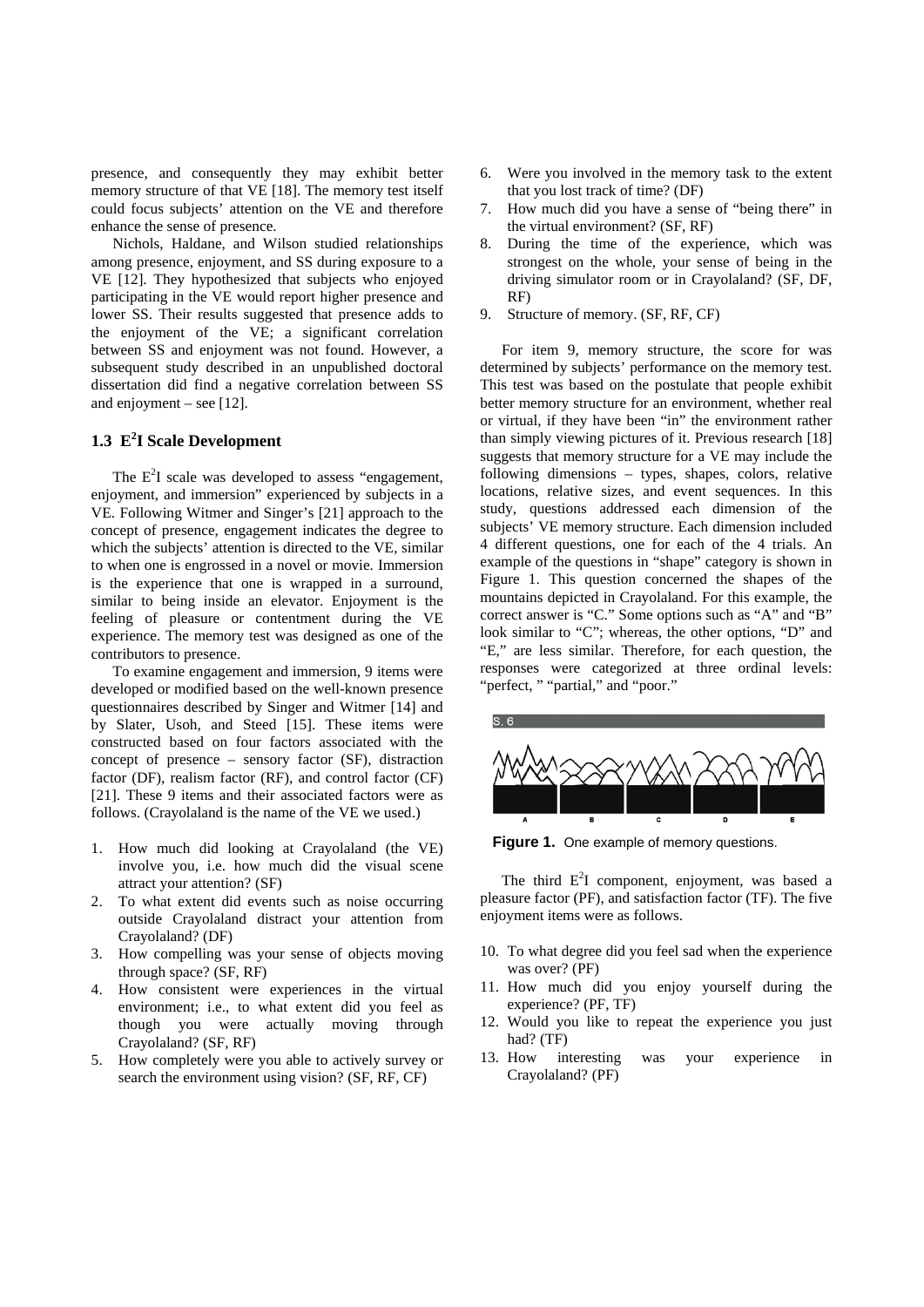presence, and consequently they may exhibit better memory structure of that VE [18]. The memory test itself could focus subjects' attention on the VE and therefore enhance the sense of presence.

Nichols, Haldane, and Wilson studied relationships among presence, enjoyment, and SS during exposure to a VE [12]. They hypothesized that subjects who enjoyed participating in the VE would report higher presence and lower SS. Their results suggested that presence adds to the enjoyment of the VE; a significant correlation between SS and enjoyment was not found. However, a subsequent study described in an unpublished doctoral dissertation did find a negative correlation between SS and enjoyment – see [12].

### 1.3 E$^2$I Scale Development

The E$^2$I scale was developed to assess "engagement, enjoyment, and immersion" experienced by subjects in a VE. Following Witmer and Singer's [21] approach to the concept of presence, engagement indicates the degree to which the subjects' attention is directed to the VE, similar to when one is engrossed in a novel or movie. Immersion is the experience that one is wrapped in a surround, similar to being inside an elevator. Enjoyment is the feeling of pleasure or contentment during the VE experience. The memory test was designed as one of the contributors to presence.

To examine engagement and immersion, 9 items were developed or modified based on the well-known presence questionnaires described by Singer and Witmer [14] and by Slater, Usoh, and Steed [15]. These items were constructed based on four factors associated with the concept of presence – sensory factor (SF), distraction factor (DF), realism factor (RF), and control factor (CF) [21]. These 9 items and their associated factors were as follows. (Crayolaland is the name of the VE we used.)

1. How much did looking at Crayolaland (the VE) involve you, i.e. how much did the visual scene attract your attention? (SF)
2. To what extent did events such as noise occurring outside Crayolaland distract your attention from Crayolaland? (DF)
3. How compelling was your sense of objects moving through space? (SF, RF)
4. How consistent were experiences in the virtual environment; i.e., to what extent did you feel as though you were actually moving through Crayolaland? (SF, RF)
5. How completely were you able to actively survey or search the environment using vision? (SF, RF, CF)
6. Were you involved in the memory task to the extent that you lost track of time? (DF)
7. How much did you have a sense of "being there" in the virtual environment? (SF, RF)
8. During the time of the experience, which was strongest on the whole, your sense of being in the driving simulator room or in Crayolaland? (SF, DF, RF)
9. Structure of memory. (SF, RF, CF)

For item 9, memory structure, the score for was determined by subjects' performance on the memory test. This test was based on the postulate that people exhibit better memory structure for an environment, whether real or virtual, if they have been "in" the environment rather than simply viewing pictures of it. Previous research [18] suggests that memory structure for a VE may include the following dimensions – types, shapes, colors, relative locations, relative sizes, and event sequences. In this study, questions addressed each dimension of the subjects' VE memory structure. Each dimension included 4 different questions, one for each of the 4 trials. An example of the questions in "shape" category is shown in Figure 1. This question concerned the shapes of the mountains depicted in Crayolaland. For this example, the correct answer is "C." Some options such as "A" and "B" look similar to "C"; whereas, the other options, "D" and "E," are less similar. Therefore, for each question, the responses were categorized at three ordinal levels: "perfect, " "partial," and "poor."

**Figure 1.** One example of memory questions.

The third E$^2$I component, enjoyment, was based a pleasure factor (PF), and satisfaction factor (TF). The five enjoyment items were as follows.

10. To what degree did you feel sad when the experience was over? (PF)
11. How much did you enjoy yourself during the experience? (PF, TF)
12. Would you like to repeat the experience you just had? (TF)
13. How interesting was your experience in Crayolaland? (PF)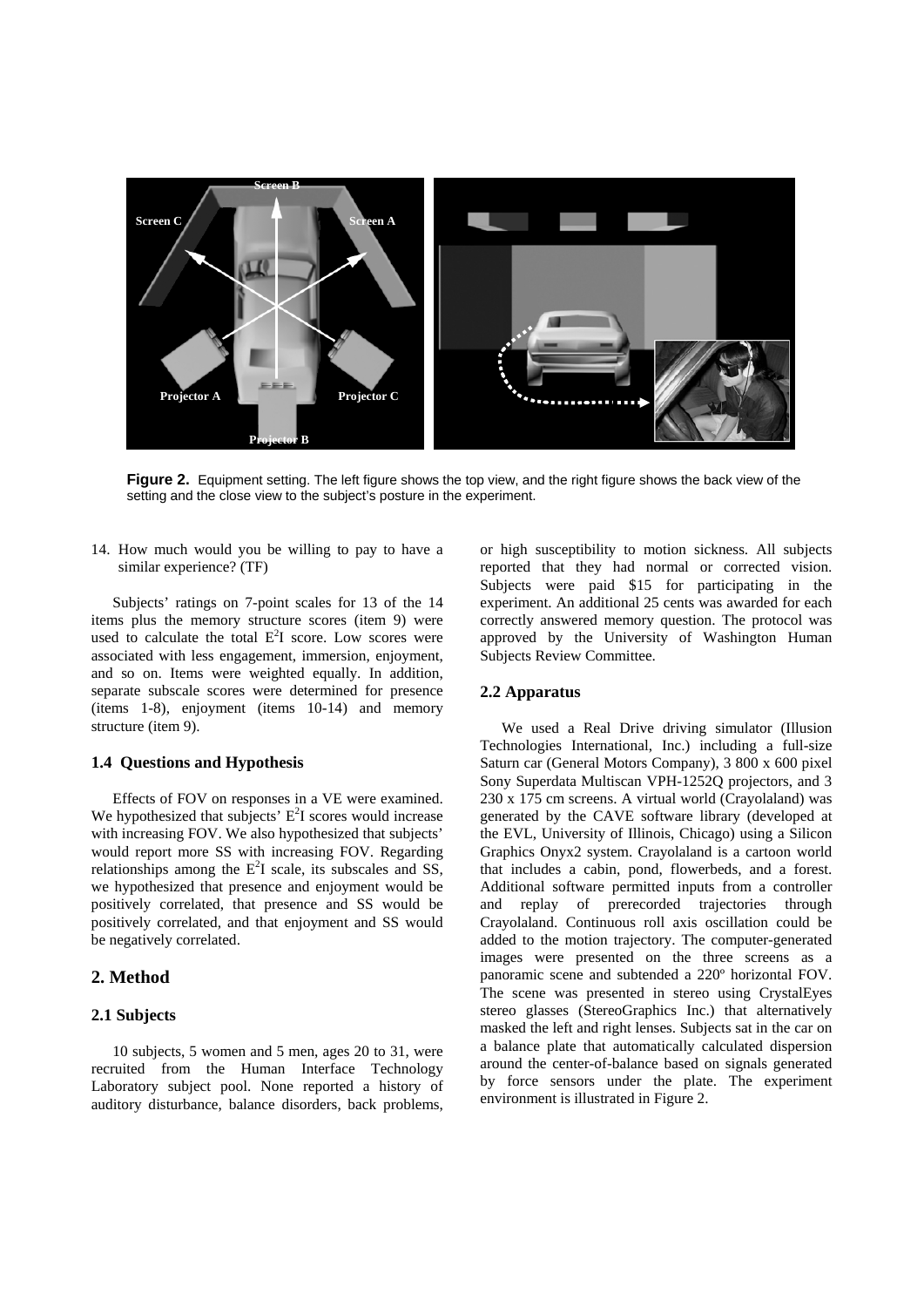**Figure 2.** Equipment setting. The left figure shows the top view, and the right figure shows the back view of the setting and the close view to the subject's posture in the experiment.

14. How much would you be willing to pay to have a similar experience? (TF)

Subjects' ratings on 7-point scales for 13 of the 14 items plus the memory structure scores (item 9) were used to calculate the total $E^2I$ score. Low scores were associated with less engagement, immersion, enjoyment, and so on. Items were weighted equally. In addition, separate subscale scores were determined for presence (items 1-8), enjoyment (items 10-14) and memory structure (item 9).

### 1.4 Questions and Hypothesis

Effects of FOV on responses in a VE were examined. We hypothesized that subjects' $E^2I$ scores would increase with increasing FOV. We also hypothesized that subjects' would report more SS with increasing FOV. Regarding relationships among the $E^2I$ scale, its subscales and SS, we hypothesized that presence and enjoyment would be positively correlated, that presence and SS would be positively correlated, and that enjoyment and SS would be negatively correlated.

## 2. Method

### 2.1 Subjects

10 subjects, 5 women and 5 men, ages 20 to 31, were recruited from the Human Interface Technology Laboratory subject pool. None reported a history of auditory disturbance, balance disorders, back problems, or high susceptibility to motion sickness. All subjects reported that they had normal or corrected vision. Subjects were paid $15 for participating in the experiment. An additional 25 cents was awarded for each correctly answered memory question. The protocol was approved by the University of Washington Human Subjects Review Committee.

### 2.2 Apparatus

We used a Real Drive driving simulator (Illusion Technologies International, Inc.) including a full-size Saturn car (General Motors Company), 3 800 x 600 pixel Sony Superdata Multiscan VPH-1252Q projectors, and 3 230 x 175 cm screens. A virtual world (Crayolaland) was generated by the CAVE software library (developed at the EVL, University of Illinois, Chicago) using a Silicon Graphics Onyx2 system. Crayolaland is a cartoon world that includes a cabin, pond, flowerbeds, and a forest. Additional software permitted inputs from a controller and replay of prerecorded trajectories through Crayolaland. Continuous roll axis oscillation could be added to the motion trajectory. The computer-generated images were presented on the three screens as a panoramic scene and subtended a 220º horizontal FOV. The scene was presented in stereo using CrystalEyes stereo glasses (StereoGraphics Inc.) that alternatively masked the left and right lenses. Subjects sat in the car on a balance plate that automatically calculated dispersion around the center-of-balance based on signals generated by force sensors under the plate. The experiment environment is illustrated in Figure 2.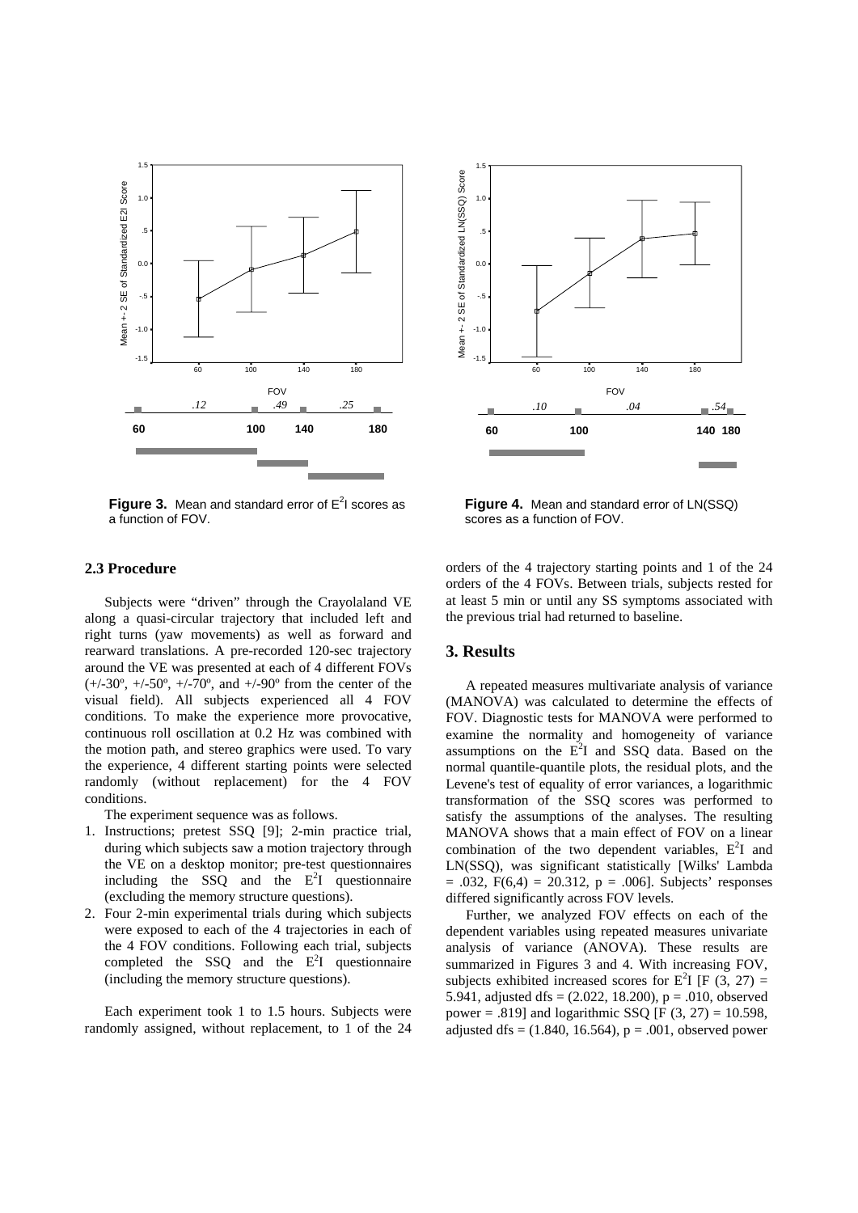**Figure 3.** Mean and standard error of $E^2I$ scores as a function of FOV.

**Figure 4.** Mean and standard error of LN(SSQ) scores as a function of FOV.

### 2.3 Procedure

Subjects were "driven" through the Crayolaland VE along a quasi-circular trajectory that included left and right turns (yaw movements) as well as forward and rearward translations. A pre-recorded 120-sec trajectory around the VE was presented at each of 4 different FOVs (+/-30º, +/-50º, +/-70º, and +/-90º from the center of the visual field). All subjects experienced all 4 FOV conditions. To make the experience more provocative, continuous roll oscillation at 0.2 Hz was combined with the motion path, and stereo graphics were used. To vary the experience, 4 different starting points were selected randomly (without replacement) for the 4 FOV conditions.

The experiment sequence was as follows.

1. Instructions; pretest SSQ [9]; 2-min practice trial, during which subjects saw a motion trajectory through the VE on a desktop monitor; pre-test questionnaires including the SSQ and the $E^2I$ questionnaire (excluding the memory structure questions).
2. Four 2-min experimental trials during which subjects were exposed to each of the 4 trajectories in each of the 4 FOV conditions. Following each trial, subjects completed the SSQ and the $E^2I$ questionnaire (including the memory structure questions).

Each experiment took 1 to 1.5 hours. Subjects were randomly assigned, without replacement, to 1 of the 24 orders of the 4 trajectory starting points and 1 of the 24 orders of the 4 FOVs. Between trials, subjects rested for at least 5 min or until any SS symptoms associated with the previous trial had returned to baseline.

## 3. Results

A repeated measures multivariate analysis of variance (MANOVA) was calculated to determine the effects of FOV. Diagnostic tests for MANOVA were performed to examine the normality and homogeneity of variance assumptions on the $E^2I$ and SSQ data. Based on the normal quantile-quantile plots, the residual plots, and the Levene's test of equality of error variances, a logarithmic transformation of the SSQ scores was performed to satisfy the assumptions of the analyses. The resulting MANOVA shows that a main effect of FOV on a linear combination of the two dependent variables, $E^2I$ and LN(SSQ), was significant statistically [Wilks' Lambda = .032, $F(6,4) = 20.312$, $p = .006$]. Subjects' responses differed significantly across FOV levels.

Further, we analyzed FOV effects on each of the dependent variables using repeated measures univariate analysis of variance (ANOVA). These results are summarized in Figures 3 and 4. With increasing FOV, subjects exhibited increased scores for $E^2I$ [$F(3, 27) = 5.941$, adjusted dfs = (2.022, 18.200), $p = .010$, observed power = .819] and logarithmic SSQ [$F(3, 27) = 10.598$, adjusted dfs = (1.840, 16.564), $p = .001$, observed power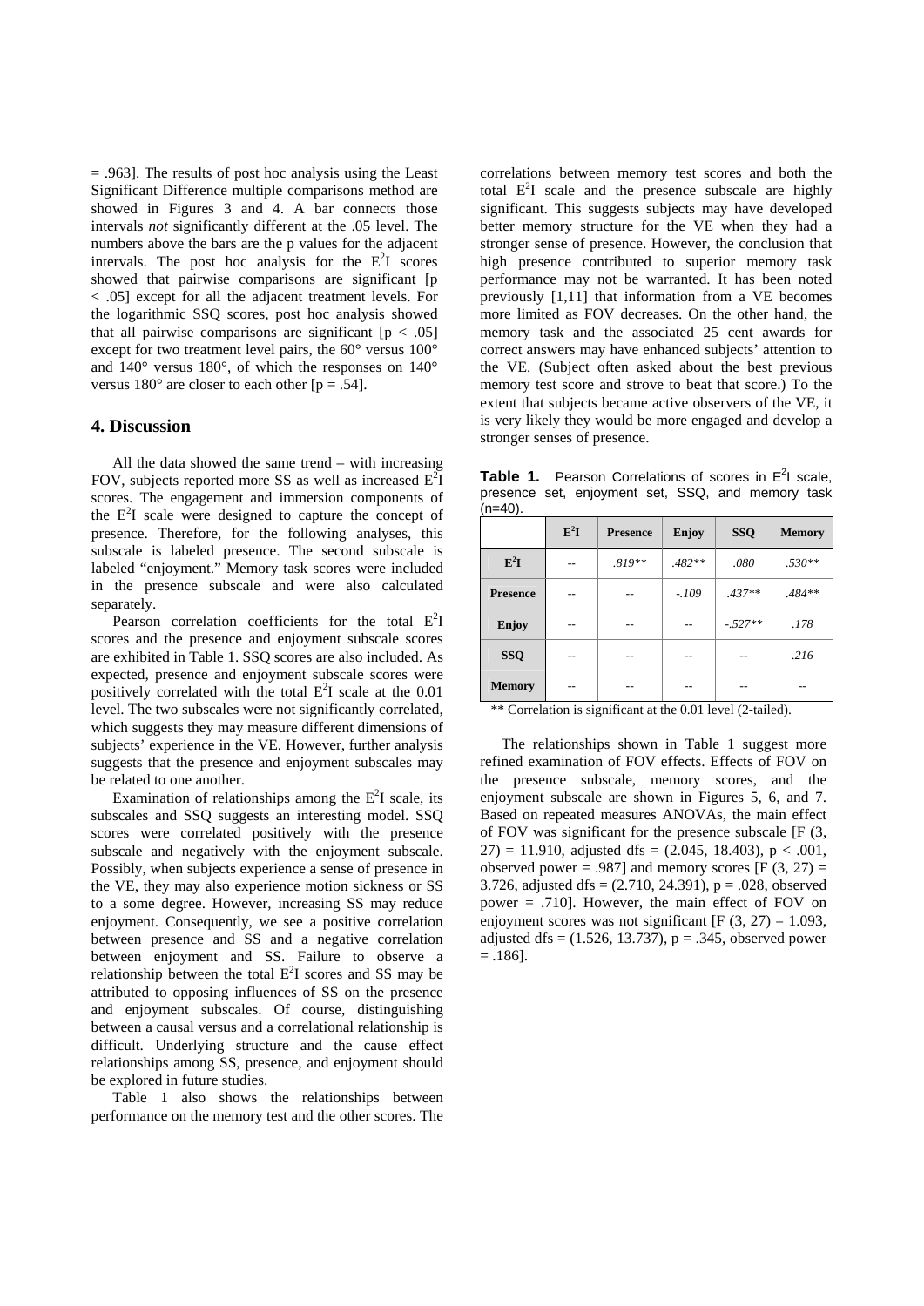= .963]. The results of post hoc analysis using the Least Significant Difference multiple comparisons method are showed in Figures 3 and 4. A bar connects those intervals *not* significantly different at the .05 level. The numbers above the bars are the p values for the adjacent intervals. The post hoc analysis for the $E^2I$ scores showed that pairwise comparisons are significant [$p < .05$] except for all the adjacent treatment levels. For the logarithmic SSQ scores, post hoc analysis showed that all pairwise comparisons are significant [$p < .05$] except for two treatment level pairs, the 60° versus 100° and 140° versus 180°, of which the responses on 140° versus 180° are closer to each other [$p = .54$].

## 4. Discussion

All the data showed the same trend – with increasing FOV, subjects reported more SS as well as increased $E^2I$ scores. The engagement and immersion components of the $E^2I$ scale were designed to capture the concept of presence. Therefore, for the following analyses, this subscale is labeled presence. The second subscale is labeled "enjoyment." Memory task scores were included in the presence subscale and were also calculated separately.

Pearson correlation coefficients for the total $E^2I$ scores and the presence and enjoyment subscale scores are exhibited in Table 1. SSQ scores are also included. As expected, presence and enjoyment subscale scores were positively correlated with the total $E^2I$ scale at the 0.01 level. The two subscales were not significantly correlated, which suggests they may measure different dimensions of subjects' experience in the VE. However, further analysis suggests that the presence and enjoyment subscales may be related to one another.

Examination of relationships among the $E^2I$ scale, its subscales and SSQ suggests an interesting model. SSQ scores were correlated positively with the presence subscale and negatively with the enjoyment subscale. Possibly, when subjects experience a sense of presence in the VE, they may also experience motion sickness or SS to a some degree. However, increasing SS may reduce enjoyment. Consequently, we see a positive correlation between presence and SS and a negative correlation between enjoyment and SS. Failure to observe a relationship between the total $E^2I$ scores and SS may be attributed to opposing influences of SS on the presence and enjoyment subscales. Of course, distinguishing between a causal versus and a correlational relationship is difficult. Underlying structure and the cause effect relationships among SS, presence, and enjoyment should be explored in future studies.

Table 1 also shows the relationships between performance on the memory test and the other scores. The correlations between memory test scores and both the total $E^2I$ scale and the presence subscale are highly significant. This suggests subjects may have developed better memory structure for the VE when they had a stronger sense of presence. However, the conclusion that high presence contributed to superior memory task performance may not be warranted. It has been noted previously [1,11] that information from a VE becomes more limited as FOV decreases. On the other hand, the memory task and the associated 25 cent awards for correct answers may have enhanced subjects' attention to the VE. (Subject often asked about the best previous memory test score and strove to beat that score.) To the extent that subjects became active observers of the VE, it is very likely they would be more engaged and develop a stronger senses of presence.

**Table 1.** Pearson Correlations of scores in $E^2I$ scale, presence set, enjoyment set, SSQ, and memory task (n=40).

| | $E^2I$ | Presence | Enjoy | SSQ | Memory |
|---|---|---|---|---|---|
| **$E^2I$** | -- | *.819\*\** | *.482\*\** | *.080* | *.530\*\** |
| **Presence** | -- | -- | *-.109* | *.437\*\** | *.484\*\** |
| **Enjoy** | -- | -- | -- | *-.527\*\** | *.178* |
| **SSQ** | -- | -- | -- | -- | *.216* |
| **Memory** | -- | -- | -- | -- | -- |

** Correlation is significant at the 0.01 level (2-tailed).

The relationships shown in Table 1 suggest more refined examination of FOV effects. Effects of FOV on the presence subscale, memory scores, and the enjoyment subscale are shown in Figures 5, 6, and 7. Based on repeated measures ANOVAs, the main effect of FOV was significant for the presence subscale [$F(3, 27) = 11.910$, adjusted dfs = (2.045, 18.403), $p < .001$, observed power = .987] and memory scores [$F(3, 27) = 3.726$, adjusted dfs = (2.710, 24.391), $p = .028$, observed power = .710]. However, the main effect of FOV on enjoyment scores was not significant [$F(3, 27) = 1.093$, adjusted dfs = (1.526, 13.737), $p = .345$, observed power = .186].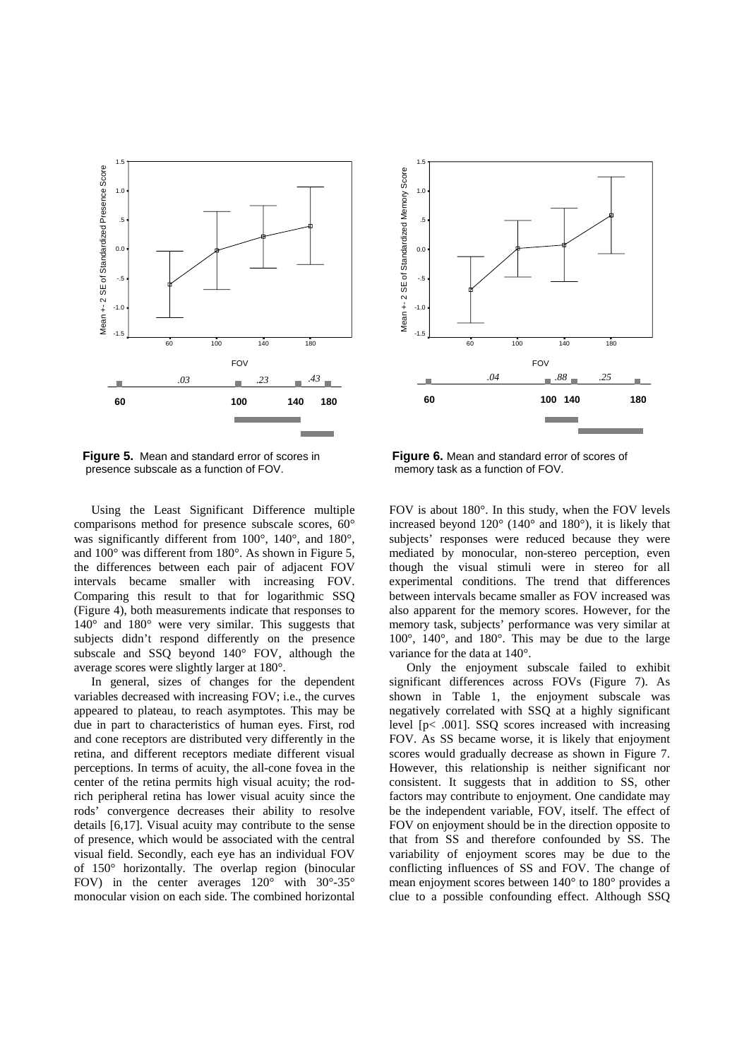**Figure 5.** Mean and standard error of scores in presence subscale as a function of FOV.

**Figure 6.** Mean and standard error of scores of memory task as a function of FOV.

Using the Least Significant Difference multiple comparisons method for presence subscale scores, 60° was significantly different from 100°, 140°, and 180°, and 100° was different from 180°. As shown in Figure 5, the differences between each pair of adjacent FOV intervals became smaller with increasing FOV. Comparing this result to that for logarithmic SSQ (Figure 4), both measurements indicate that responses to 140° and 180° were very similar. This suggests that subjects didn't respond differently on the presence subscale and SSQ beyond 140° FOV, although the average scores were slightly larger at 180°.

In general, sizes of changes for the dependent variables decreased with increasing FOV; i.e., the curves appeared to plateau, to reach asymptotes. This may be due in part to characteristics of human eyes. First, rod and cone receptors are distributed very differently in the retina, and different receptors mediate different visual perceptions. In terms of acuity, the all-cone fovea in the center of the retina permits high visual acuity; the rod-rich peripheral retina has lower visual acuity since the rods' convergence decreases their ability to resolve details [6,17]. Visual acuity may contribute to the sense of presence, which would be associated with the central visual field. Secondly, each eye has an individual FOV of 150° horizontally. The overlap region (binocular FOV) in the center averages 120° with 30°-35° monocular vision on each side. The combined horizontal FOV is about 180°. In this study, when the FOV levels increased beyond 120° (140° and 180°), it is likely that subjects' responses were reduced because they were mediated by monocular, non-stereo perception, even though the visual stimuli were in stereo for all experimental conditions. The trend that differences between intervals became smaller as FOV increased was also apparent for the memory scores. However, for the memory task, subjects' performance was very similar at 100°, 140°, and 180°. This may be due to the large variance for the data at 140°.

Only the enjoyment subscale failed to exhibit significant differences across FOVs (Figure 7). As shown in Table 1, the enjoyment subscale was negatively correlated with SSQ at a highly significant level [$p < .001$]. SSQ scores increased with increasing FOV. As SS became worse, it is likely that enjoyment scores would gradually decrease as shown in Figure 7. However, this relationship is neither significant nor consistent. It suggests that in addition to SS, other factors may contribute to enjoyment. One candidate may be the independent variable, FOV, itself. The effect of FOV on enjoyment should be in the direction opposite to that from SS and therefore confounded by SS. The variability of enjoyment scores may be due to the conflicting influences of SS and FOV. The change of mean enjoyment scores between 140° to 180° provides a clue to a possible confounding effect. Although SSQ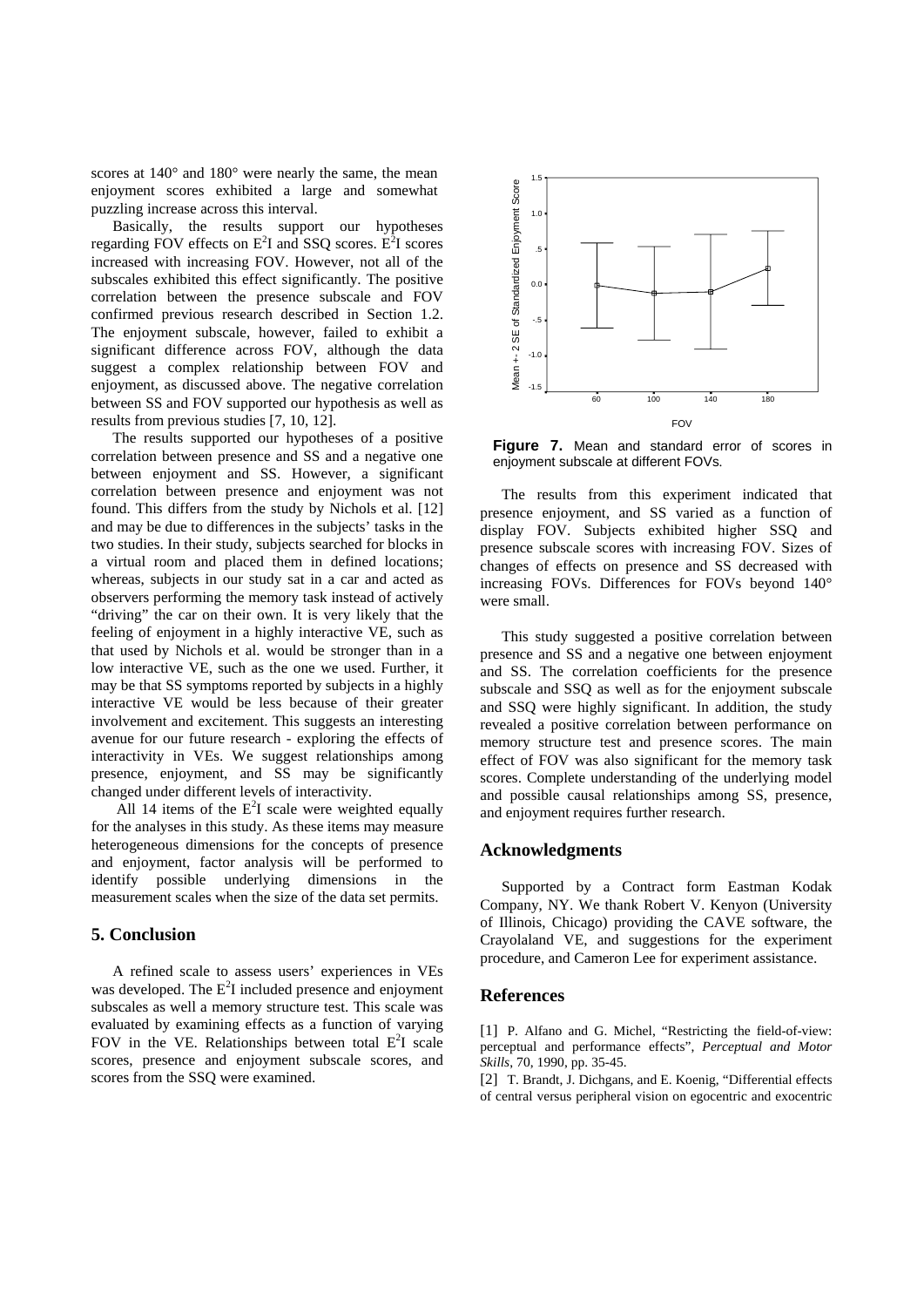scores at 140° and 180° were nearly the same, the mean enjoyment scores exhibited a large and somewhat puzzling increase across this interval.

Basically, the results support our hypotheses regarding FOV effects on $E^2I$ and SSQ scores. $E^2I$ scores increased with increasing FOV. However, not all of the subscales exhibited this effect significantly. The positive correlation between the presence subscale and FOV confirmed previous research described in Section 1.2. The enjoyment subscale, however, failed to exhibit a significant difference across FOV, although the data suggest a complex relationship between FOV and enjoyment, as discussed above. The negative correlation between SS and FOV supported our hypothesis as well as results from previous studies [7, 10, 12].

The results supported our hypotheses of a positive correlation between presence and SS and a negative one between enjoyment and SS. However, a significant correlation between presence and enjoyment was not found. This differs from the study by Nichols et al. [12] and may be due to differences in the subjects' tasks in the two studies. In their study, subjects searched for blocks in a virtual room and placed them in defined locations; whereas, subjects in our study sat in a car and acted as observers performing the memory task instead of actively "driving" the car on their own. It is very likely that the feeling of enjoyment in a highly interactive VE, such as that used by Nichols et al. would be stronger than in a low interactive VE, such as the one we used. Further, it may be that SS symptoms reported by subjects in a highly interactive VE would be less because of their greater involvement and excitement. This suggests an interesting avenue for our future research - exploring the effects of interactivity in VEs. We suggest relationships among presence, enjoyment, and SS may be significantly changed under different levels of interactivity.

All 14 items of the $E^2I$ scale were weighted equally for the analyses in this study. As these items may measure heterogeneous dimensions for the concepts of presence and enjoyment, factor analysis will be performed to identify possible underlying dimensions in the measurement scales when the size of the data set permits.

## 5. Conclusion

A refined scale to assess users' experiences in VEs was developed. The $E^2I$ included presence and enjoyment subscales as well a memory structure test. This scale was evaluated by examining effects as a function of varying FOV in the VE. Relationships between total $E^2I$ scale scores, presence and enjoyment subscale scores, and scores from the SSQ were examined.

**Figure 7.** Mean and standard error of scores in enjoyment subscale at different FOVs.

The results from this experiment indicated that presence enjoyment, and SS varied as a function of display FOV. Subjects exhibited higher SSQ and presence subscale scores with increasing FOV. Sizes of changes of effects on presence and SS decreased with increasing FOVs. Differences for FOVs beyond 140° were small.

This study suggested a positive correlation between presence and SS and a negative one between enjoyment and SS. The correlation coefficients for the presence subscale and SSQ as well as for the enjoyment subscale and SSQ were highly significant. In addition, the study revealed a positive correlation between performance on memory structure test and presence scores. The main effect of FOV was also significant for the memory task scores. Complete understanding of the underlying model and possible causal relationships among SS, presence, and enjoyment requires further research.

## Acknowledgments

Supported by a Contract form Eastman Kodak Company, NY. We thank Robert V. Kenyon (University of Illinois, Chicago) providing the CAVE software, the Crayolaland VE, and suggestions for the experiment procedure, and Cameron Lee for experiment assistance.

## References

[1] P. Alfano and G. Michel, "Restricting the field-of-view: perceptual and performance effects", *Perceptual and Motor Skills*, 70, 1990, pp. 35-45.

[2] T. Brandt, J. Dichgans, and E. Koenig, "Differential effects of central versus peripheral vision on egocentric and exocentric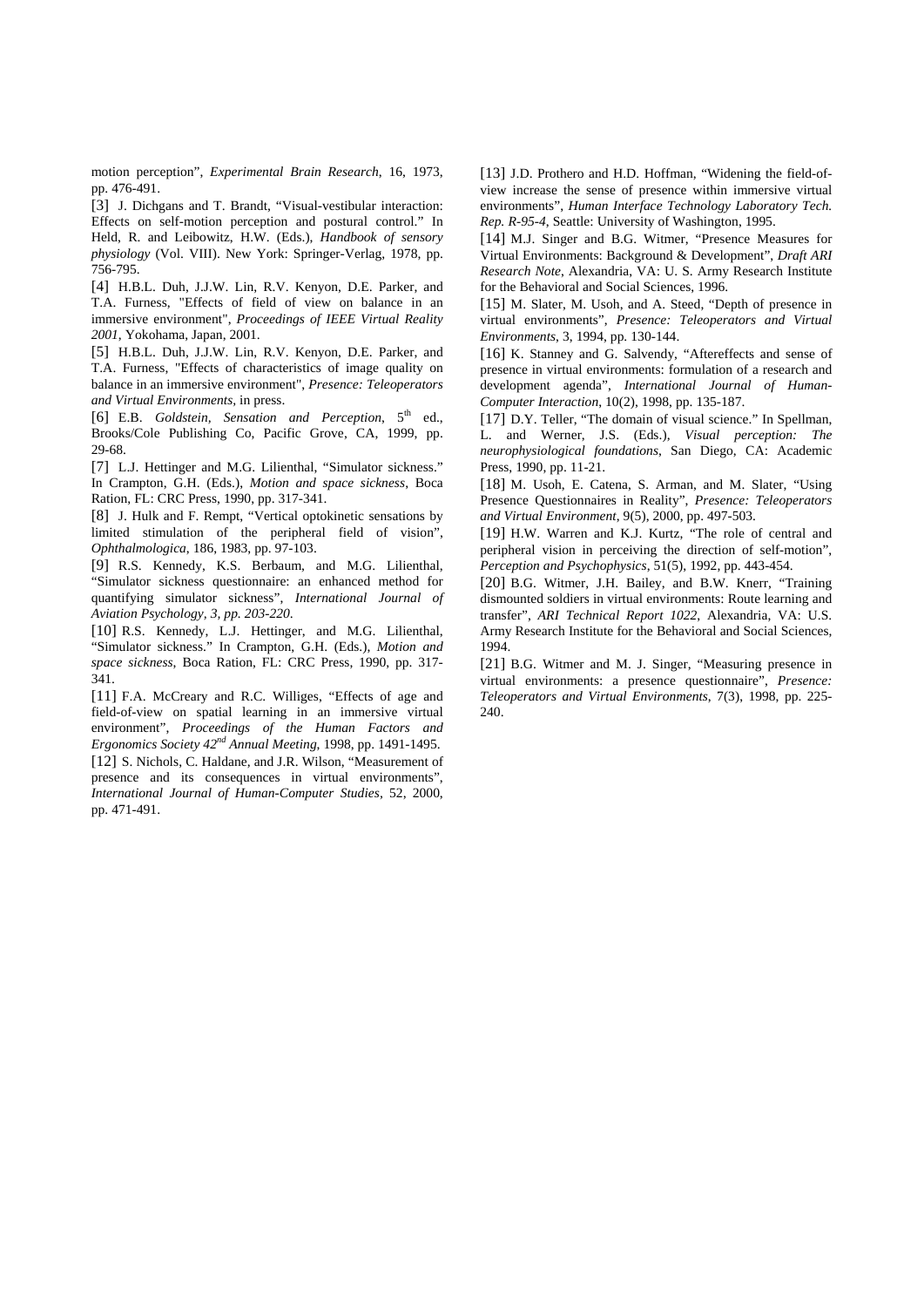motion perception", *Experimental Brain Research*, 16, 1973, pp. 476-491.

[3] J. Dichgans and T. Brandt, "Visual-vestibular interaction: Effects on self-motion perception and postural control." In Held, R. and Leibowitz, H.W. (Eds.), *Handbook of sensory physiology* (Vol. VIII). New York: Springer-Verlag, 1978, pp. 756-795.

[4] H.B.L. Duh, J.J.W. Lin, R.V. Kenyon, D.E. Parker, and T.A. Furness, "Effects of field of view on balance in an immersive environment", *Proceedings of IEEE Virtual Reality 2001*, Yokohama, Japan, 2001.

[5] H.B.L. Duh, J.J.W. Lin, R.V. Kenyon, D.E. Parker, and T.A. Furness, "Effects of characteristics of image quality on balance in an immersive environment", *Presence: Teleoperators and Virtual Environments*, in press.

[6] E.B. *Goldstein, Sensation and Perception*, 5th ed., Brooks/Cole Publishing Co, Pacific Grove, CA, 1999, pp. 29-68.

[7] L.J. Hettinger and M.G. Lilienthal, "Simulator sickness." In Crampton, G.H. (Eds.), *Motion and space sickness*, Boca Ration, FL: CRC Press, 1990, pp. 317-341.

[8] J. Hulk and F. Rempt, "Vertical optokinetic sensations by limited stimulation of the peripheral field of vision", *Ophthalmologica*, 186, 1983, pp. 97-103.

[9] R.S. Kennedy, K.S. Berbaum, and M.G. Lilienthal, "Simulator sickness questionnaire: an enhanced method for quantifying simulator sickness", *International Journal of Aviation Psychology, 3, pp. 203-220*.

[10] R.S. Kennedy, L.J. Hettinger, and M.G. Lilienthal, "Simulator sickness." In Crampton, G.H. (Eds.), *Motion and space sickness*, Boca Ration, FL: CRC Press, 1990, pp. 317-341.

[11] F.A. McCreary and R.C. Williges, "Effects of age and field-of-view on spatial learning in an immersive virtual environment", *Proceedings of the Human Factors and Ergonomics Society 42nd Annual Meeting*, 1998, pp. 1491-1495.

[12] S. Nichols, C. Haldane, and J.R. Wilson, "Measurement of presence and its consequences in virtual environments", *International Journal of Human-Computer Studies*, 52, 2000, pp. 471-491.

[13] J.D. Prothero and H.D. Hoffman, "Widening the field-of-view increase the sense of presence within immersive virtual environments", *Human Interface Technology Laboratory Tech. Rep. R-95-4*, Seattle: University of Washington, 1995.

[14] M.J. Singer and B.G. Witmer, "Presence Measures for Virtual Environments: Background & Development", *Draft ARI Research Note*, Alexandria, VA: U. S. Army Research Institute for the Behavioral and Social Sciences, 1996.

[15] M. Slater, M. Usoh, and A. Steed, "Depth of presence in virtual environments", *Presence: Teleoperators and Virtual Environments*, 3, 1994, pp. 130-144.

[16] K. Stanney and G. Salvendy, "Aftereffects and sense of presence in virtual environments: formulation of a research and development agenda", *International Journal of Human-Computer Interaction*, 10(2), 1998, pp. 135-187.

[17] D.Y. Teller, "The domain of visual science." In Spellman, L. and Werner, J.S. (Eds.), *Visual perception: The neurophysiological foundations*, San Diego, CA: Academic Press, 1990, pp. 11-21.

[18] M. Usoh, E. Catena, S. Arman, and M. Slater, "Using Presence Questionnaires in Reality", *Presence: Teleoperators and Virtual Environment*, 9(5), 2000, pp. 497-503.

[19] H.W. Warren and K.J. Kurtz, "The role of central and peripheral vision in perceiving the direction of self-motion", *Perception and Psychophysics*, 51(5), 1992, pp. 443-454.

[20] B.G. Witmer, J.H. Bailey, and B.W. Knerr, "Training dismounted soldiers in virtual environments: Route learning and transfer", *ARI Technical Report 1022*, Alexandria, VA: U.S. Army Research Institute for the Behavioral and Social Sciences, 1994.

[21] B.G. Witmer and M. J. Singer, "Measuring presence in virtual environments: a presence questionnaire", *Presence: Teleoperators and Virtual Environments*, 7(3), 1998, pp. 225-240.